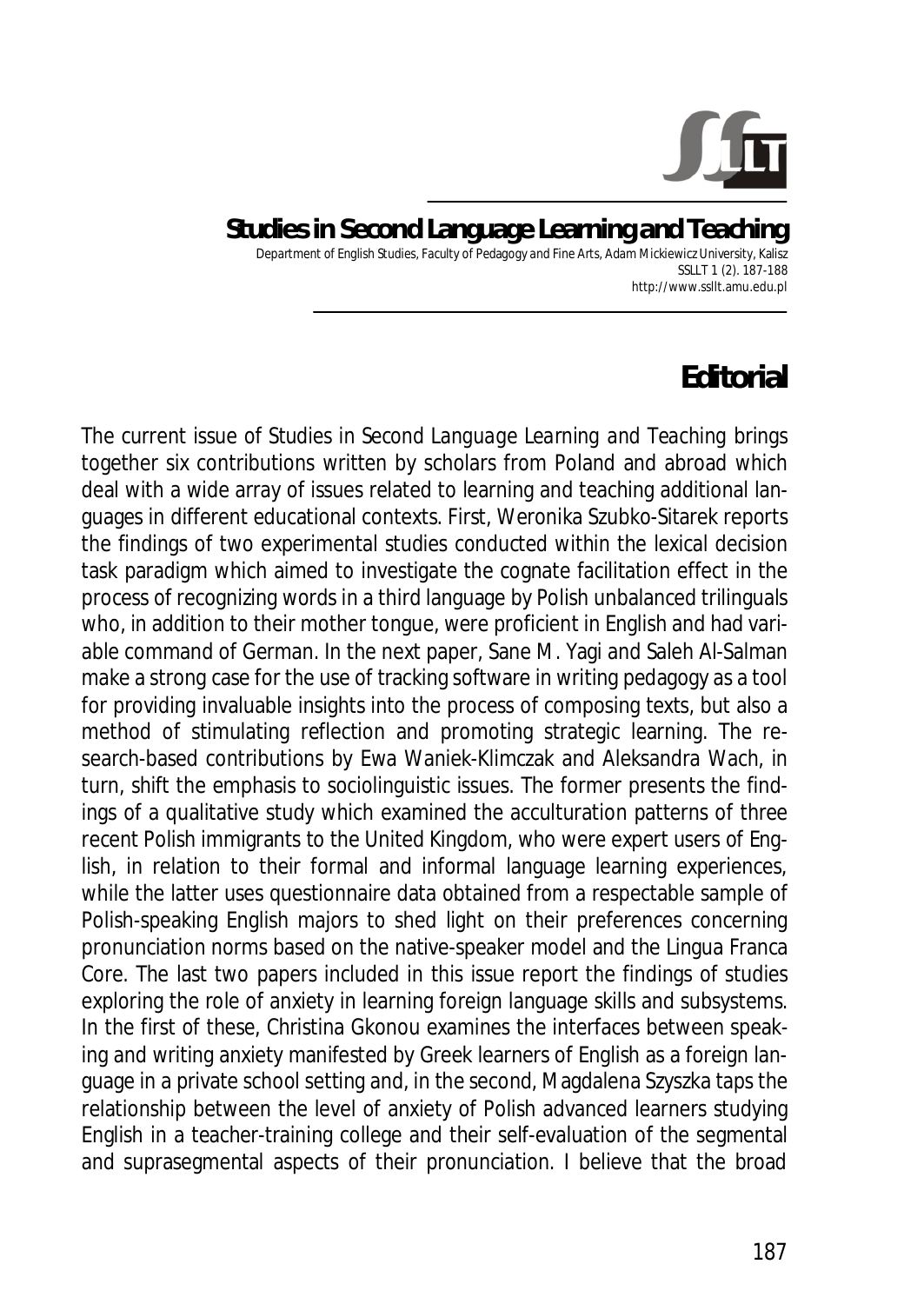# Editorial

The current issue of *Studies in Second Language Learning and Teaching* brings together six contributions written by scholars from Poland and abroad which deal with a wide array of issues related to learning and teaching additional languages in different educational contexts. First, Weronika Szubko-Sitarek reports the findings of two experimental studies conducted within the lexical decision task paradigm which aimed to investigate the cognate facilitation effect in the process of recognizing words in a third language by Polish unbalanced trilinguals who, in addition to their mother tongue, were proficient in English and had variable command of German. In the next paper, Sane M. Yagi and Saleh Al-Salman make a strong case for the use of tracking software in writing pedagogy as a tool for providing invaluable insights into the process of composing texts, but also a method of stimulating reflection and promoting strategic learning. The research-based contributions by Ewa Waniek-Klimczak and Aleksandra Wach, in turn, shift the emphasis to sociolinguistic issues. The former presents the findings of a qualitative study which examined the acculturation patterns of three recent Polish immigrants to the United Kingdom, who were expert users of English, in relation to their formal and informal language learning experiences, while the latter uses questionnaire data obtained from a respectable sample of Polish-speaking English majors to shed light on their preferences concerning pronunciation norms based on the native-speaker model and the Lingua Franca Core. The last two papers included in this issue report the findings of studies exploring the role of anxiety in learning foreign language skills and subsystems. In the first of these, Christina Gkonou examines the interfaces between speaking and writing anxiety manifested by Greek learners of English as a foreign language in a private school setting and, in the second, Magdalena Szyszka taps the relationship between the level of anxiety of Polish advanced learners studying English in a teacher-training college and their self-evaluation of the segmental and suprasegmental aspects of their pronunciation. I believe that the broad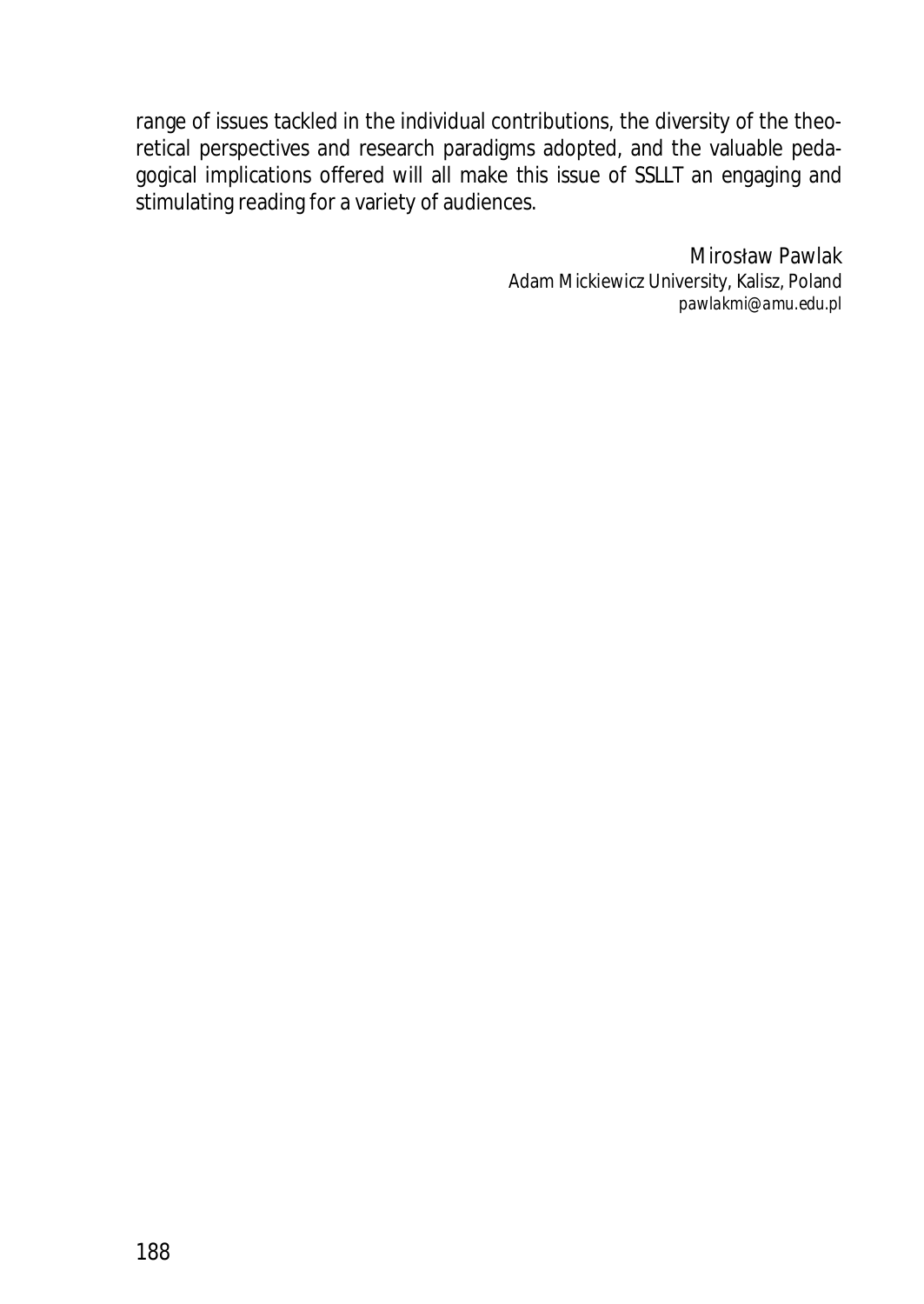range of issues tackled in the individual contributions, the diversity of the theoretical perspectives and research paradigms adopted, and the valuable pedagogical implications offered will all make this issue of SSLLT an engaging and stimulating reading for a variety of audiences.

Mirosław Pawlak
Adam Mickiewicz University, Kalisz, Poland
pawlakmi@amu.edu.pl